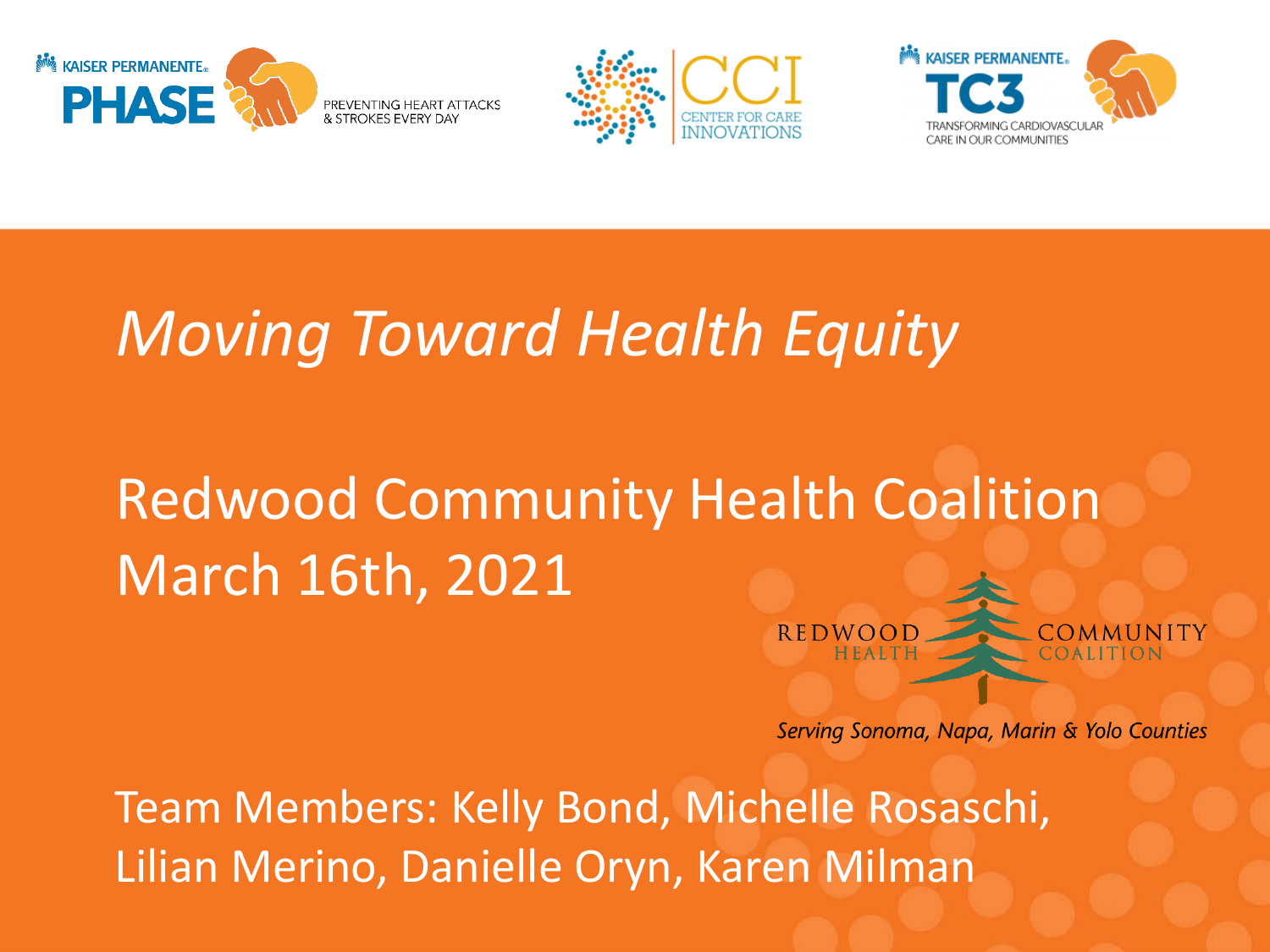KAISER PERMANENTE® **PHASE** PREVENTING HEART ATTACKS & STROKES EVERY DAY

CCI CENTER FOR CARE INNOVATIONS

KAISER PERMANENTE® **TC3** TRANSFORMING CARDIOVASCULAR CARE IN OUR COMMUNITIES

# *Moving Toward Health Equity*

## Redwood Community Health Coalition
## March 16th, 2021

REDWOOD HEALTH COMMUNITY COALITION

*Serving Sonoma, Napa, Marin & Yolo Counties*

Team Members: Kelly Bond, Michelle Rosaschi, Lilian Merino, Danielle Oryn, Karen Milman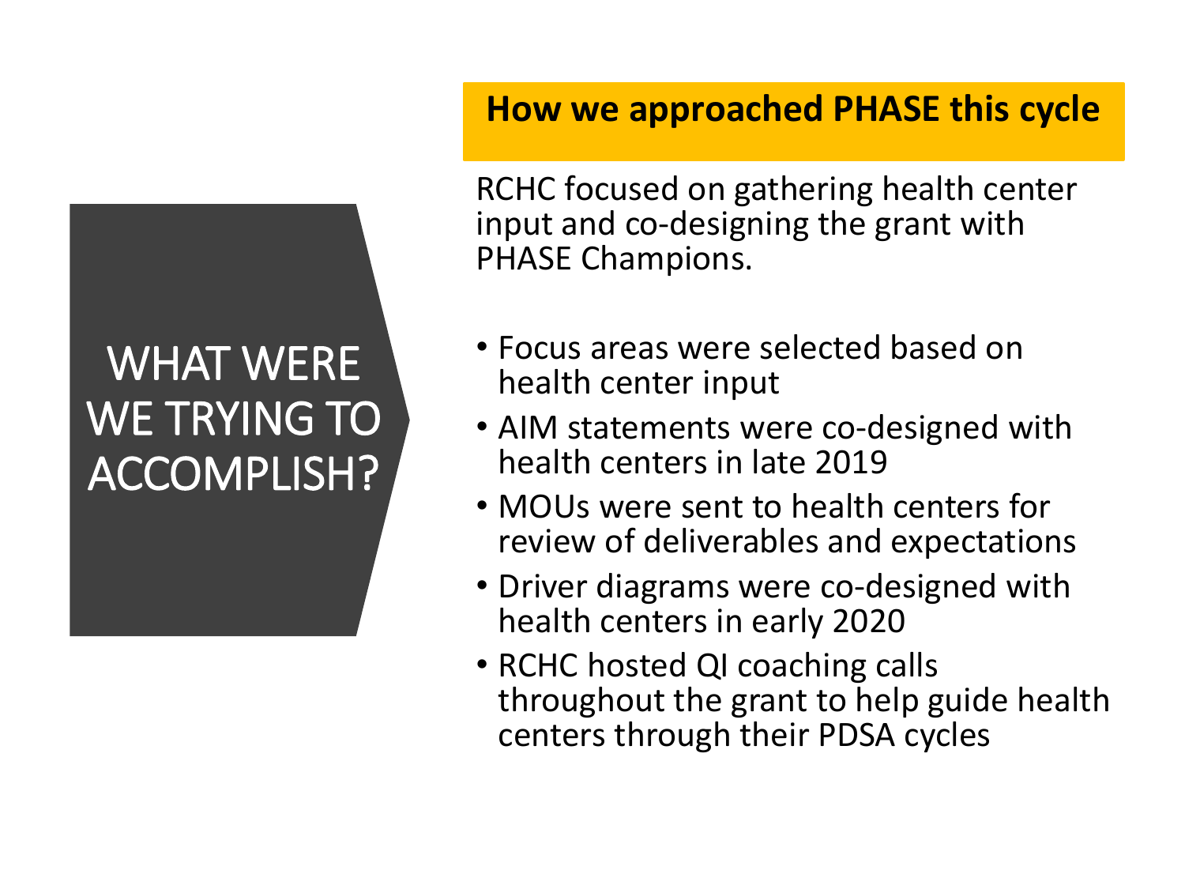# WHAT WERE WE TRYING TO ACCOMPLISH?

## How we approached PHASE this cycle

RCHC focused on gathering health center input and co-designing the grant with PHASE Champions.

- Focus areas were selected based on health center input
- AIM statements were co-designed with health centers in late 2019
- MOUs were sent to health centers for review of deliverables and expectations
- Driver diagrams were co-designed with health centers in early 2020
- RCHC hosted QI coaching calls throughout the grant to help guide health centers through their PDSA cycles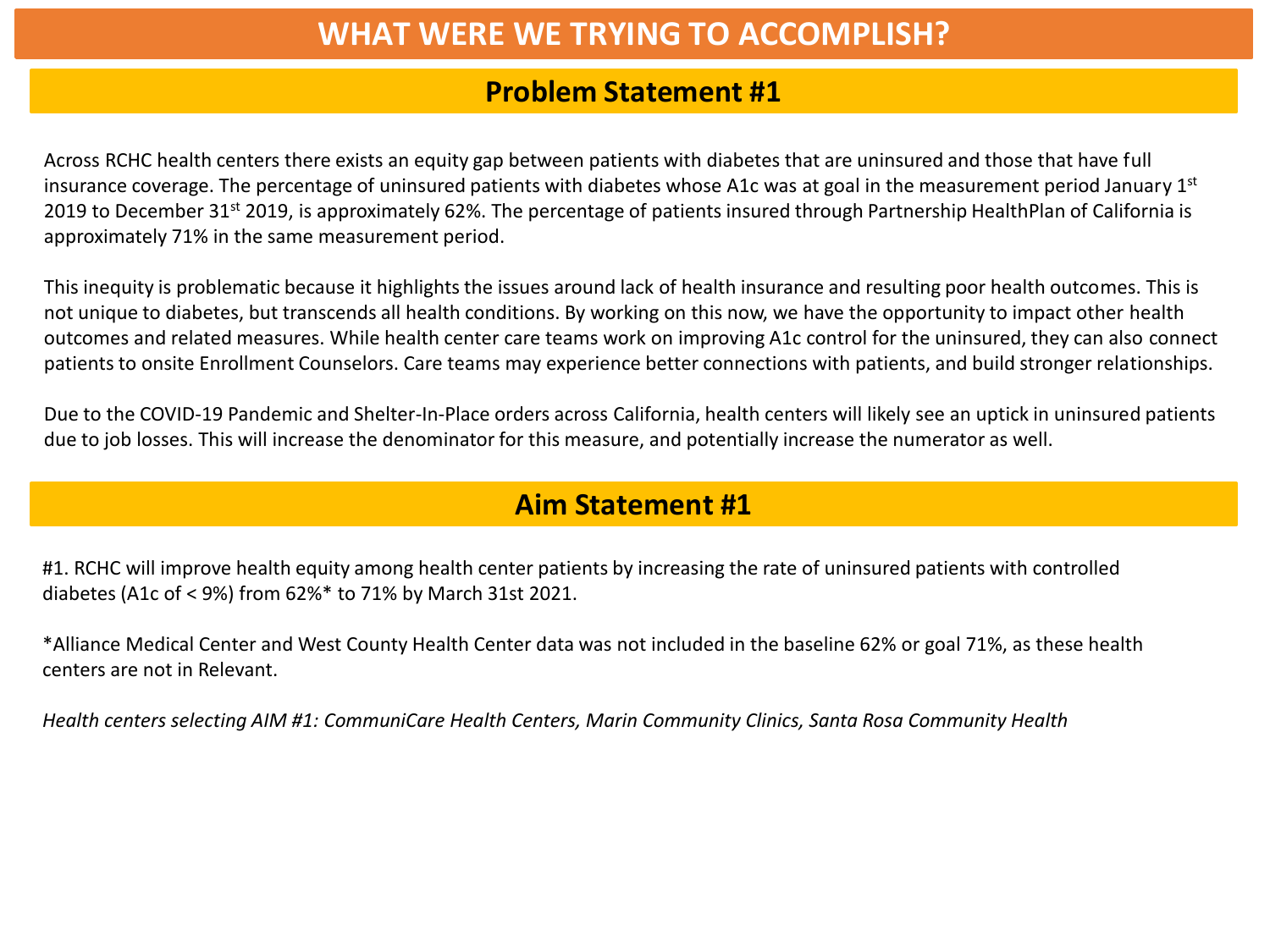# WHAT WERE WE TRYING TO ACCOMPLISH?

## Problem Statement #1

Across RCHC health centers there exists an equity gap between patients with diabetes that are uninsured and those that have full insurance coverage. The percentage of uninsured patients with diabetes whose A1c was at goal in the measurement period January 1st 2019 to December 31st 2019, is approximately 62%. The percentage of patients insured through Partnership HealthPlan of California is approximately 71% in the same measurement period.

This inequity is problematic because it highlights the issues around lack of health insurance and resulting poor health outcomes. This is not unique to diabetes, but transcends all health conditions. By working on this now, we have the opportunity to impact other health outcomes and related measures. While health center care teams work on improving A1c control for the uninsured, they can also connect patients to onsite Enrollment Counselors. Care teams may experience better connections with patients, and build stronger relationships.

Due to the COVID-19 Pandemic and Shelter-In-Place orders across California, health centers will likely see an uptick in uninsured patients due to job losses. This will increase the denominator for this measure, and potentially increase the numerator as well.

## Aim Statement #1

#1. RCHC will improve health equity among health center patients by increasing the rate of uninsured patients with controlled diabetes (A1c of < 9%) from 62%* to 71% by March 31st 2021.

*Alliance Medical Center and West County Health Center data was not included in the baseline 62% or goal 71%, as these health centers are not in Relevant.

*Health centers selecting AIM #1: CommuniCare Health Centers, Marin Community Clinics, Santa Rosa Community Health*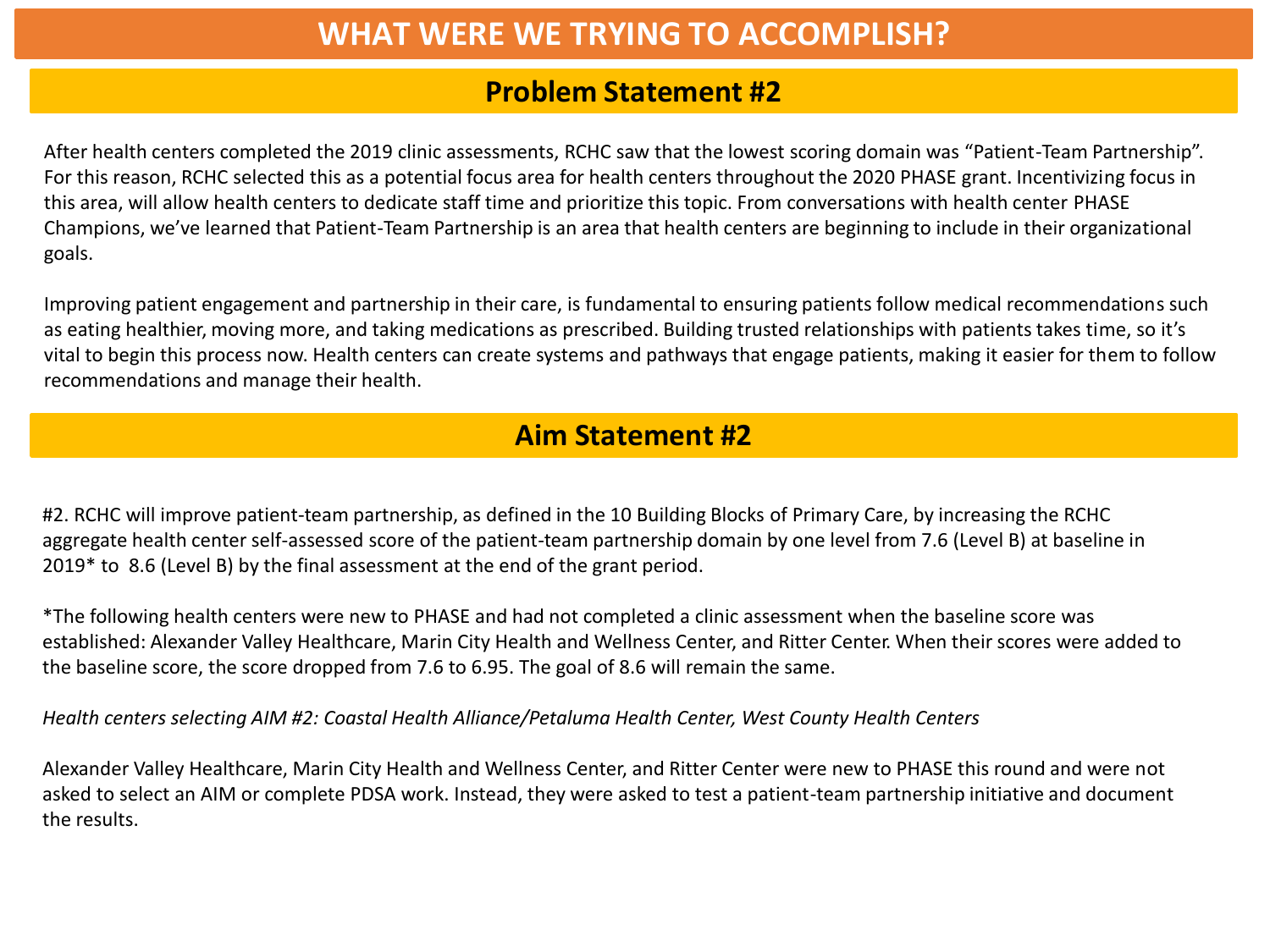# WHAT WERE WE TRYING TO ACCOMPLISH?

## Problem Statement #2

After health centers completed the 2019 clinic assessments, RCHC saw that the lowest scoring domain was "Patient-Team Partnership". For this reason, RCHC selected this as a potential focus area for health centers throughout the 2020 PHASE grant. Incentivizing focus in this area, will allow health centers to dedicate staff time and prioritize this topic. From conversations with health center PHASE Champions, we've learned that Patient-Team Partnership is an area that health centers are beginning to include in their organizational goals.

Improving patient engagement and partnership in their care, is fundamental to ensuring patients follow medical recommendations such as eating healthier, moving more, and taking medications as prescribed. Building trusted relationships with patients takes time, so it's vital to begin this process now. Health centers can create systems and pathways that engage patients, making it easier for them to follow recommendations and manage their health.

## Aim Statement #2

#2. RCHC will improve patient-team partnership, as defined in the 10 Building Blocks of Primary Care, by increasing the RCHC aggregate health center self-assessed score of the patient-team partnership domain by one level from 7.6 (Level B) at baseline in 2019* to 8.6 (Level B) by the final assessment at the end of the grant period.

*The following health centers were new to PHASE and had not completed a clinic assessment when the baseline score was established: Alexander Valley Healthcare, Marin City Health and Wellness Center, and Ritter Center. When their scores were added to the baseline score, the score dropped from 7.6 to 6.95. The goal of 8.6 will remain the same.

*Health centers selecting AIM #2: Coastal Health Alliance/Petaluma Health Center, West County Health Centers*

Alexander Valley Healthcare, Marin City Health and Wellness Center, and Ritter Center were new to PHASE this round and were not asked to select an AIM or complete PDSA work. Instead, they were asked to test a patient-team partnership initiative and document the results.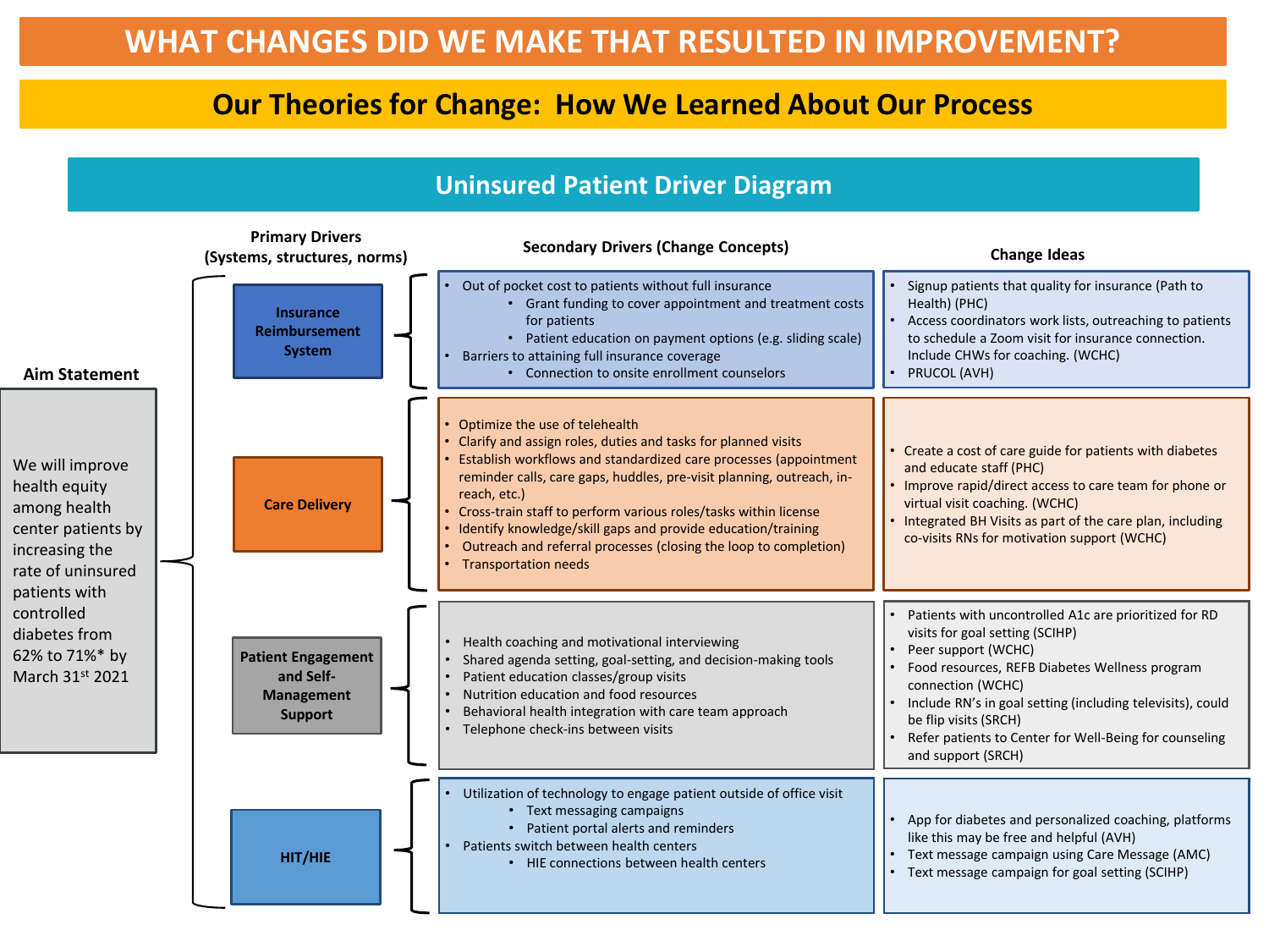# WHAT CHANGES DID WE MAKE THAT RESULTED IN IMPROVEMENT?

## Our Theories for Change: How We Learned About Our Process

### Uninsured Patient Driver Diagram

**Aim Statement**

We will improve health equity among health center patients by increasing the rate of uninsured patients with controlled diabetes from 62% to 71%* by March 31st 2021

| Primary Drivers (Systems, structures, norms) | Secondary Drivers (Change Concepts) | Change Ideas |
|---|---|---|
| **Insurance Reimbursement System** | • Out of pocket cost to patients without full insurance<br>    ◦ Grant funding to cover appointment and treatment costs for patients<br>    ◦ Patient education on payment options (e.g. sliding scale)<br>• Barriers to attaining full insurance coverage<br>    ◦ Connection to onsite enrollment counselors | • Signup patients that quality for insurance (Path to Health) (PHC)<br>• Access coordinators work lists, outreaching to patients to schedule a Zoom visit for insurance connection. Include CHWs for coaching. (WCHC)<br>• PRUCOL (AVH) |
| **Care Delivery** | • Optimize the use of telehealth<br>• Clarify and assign roles, duties and tasks for planned visits<br>• Establish workflows and standardized care processes (appointment reminder calls, care gaps, huddles, pre-visit planning, outreach, in-reach, etc.)<br>• Cross-train staff to perform various roles/tasks within license<br>• Identify knowledge/skill gaps and provide education/training<br>• Outreach and referral processes (closing the loop to completion)<br>• Transportation needs | • Create a cost of care guide for patients with diabetes and educate staff (PHC)<br>• Improve rapid/direct access to care team for phone or virtual visit coaching. (WCHC)<br>• Integrated BH Visits as part of the care plan, including co-visits RNs for motivation support (WCHC) |
| **Patient Engagement and Self-Management Support** | • Health coaching and motivational interviewing<br>• Shared agenda setting, goal-setting, and decision-making tools<br>• Patient education classes/group visits<br>• Nutrition education and food resources<br>• Behavioral health integration with care team approach<br>• Telephone check-ins between visits | • Patients with uncontrolled A1c are prioritized for RD visits for goal setting (SCIHP)<br>• Peer support (WCHC)<br>• Food resources, REFB Diabetes Wellness program connection (WCHC)<br>• Include RN's in goal setting (including televisits), could be flip visits (SRCH)<br>• Refer patients to Center for Well-Being for counseling and support (SRCH) |
| **HIT/HIE** | • Utilization of technology to engage patient outside of office visit<br>    ◦ Text messaging campaigns<br>    ◦ Patient portal alerts and reminders<br>• Patients switch between health centers<br>    ◦ HIE connections between health centers | • App for diabetes and personalized coaching, platforms like this may be free and helpful (AVH)<br>• Text message campaign using Care Message (AMC)<br>• Text message campaign for goal setting (SCIHP) |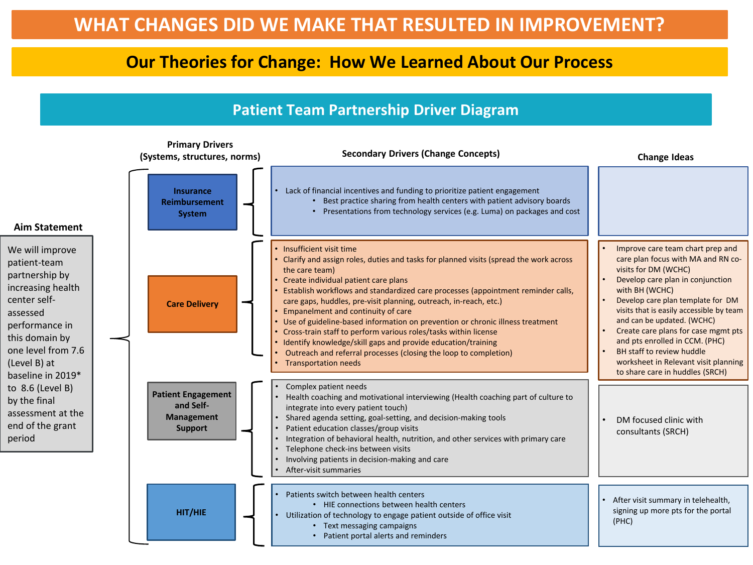# WHAT CHANGES DID WE MAKE THAT RESULTED IN IMPROVEMENT?

## Our Theories for Change: How We Learned About Our Process

### Patient Team Partnership Driver Diagram

**Aim Statement**

We will improve patient-team partnership by increasing health center self-assessed performance in this domain by one level from 7.6 (Level B) at baseline in 2019* to 8.6 (Level B) by the final assessment at the end of the grant period

| Primary Drivers (Systems, structures, norms) | Secondary Drivers (Change Concepts) | Change Ideas |
|---|---|---|
| **Insurance Reimbursement System** | • Lack of financial incentives and funding to prioritize patient engagement<br>  • Best practice sharing from health centers with patient advisory boards<br>  • Presentations from technology services (e.g. Luma) on packages and cost | |
| **Care Delivery** | • Insufficient visit time<br>• Clarify and assign roles, duties and tasks for planned visits (spread the work across the care team)<br>• Create individual patient care plans<br>• Establish workflows and standardized care processes (appointment reminder calls, care gaps, huddles, pre-visit planning, outreach, in-reach, etc.)<br>• Empanelment and continuity of care<br>• Use of guideline-based information on prevention or chronic illness treatment<br>• Cross-train staff to perform various roles/tasks within license<br>• Identify knowledge/skill gaps and provide education/training<br>• Outreach and referral processes (closing the loop to completion)<br>• Transportation needs | • Improve care team chart prep and care plan focus with MA and RN co-visits for DM (WCHC)<br>• Develop care plan in conjunction with BH (WCHC)<br>• Develop care plan template for DM visits that is easily accessible by team and can be updated. (WCHC)<br>• Create care plans for case mgmt pts and pts enrolled in CCM. (PHC)<br>• BH staff to review huddle worksheet in Relevant visit planning to share care in huddles (SRCH) |
| **Patient Engagement and Self-Management Support** | • Complex patient needs<br>• Health coaching and motivational interviewing (Health coaching part of culture to integrate into every patient touch)<br>• Shared agenda setting, goal-setting, and decision-making tools<br>• Patient education classes/group visits<br>• Integration of behavioral health, nutrition, and other services with primary care<br>• Telephone check-ins between visits<br>• Involving patients in decision-making and care<br>• After-visit summaries | • DM focused clinic with consultants (SRCH) |
| **HIT/HIE** | • Patients switch between health centers<br>  • HIE connections between health centers<br>• Utilization of technology to engage patient outside of office visit<br>  • Text messaging campaigns<br>  • Patient portal alerts and reminders | • After visit summary in telehealth, signing up more pts for the portal (PHC) |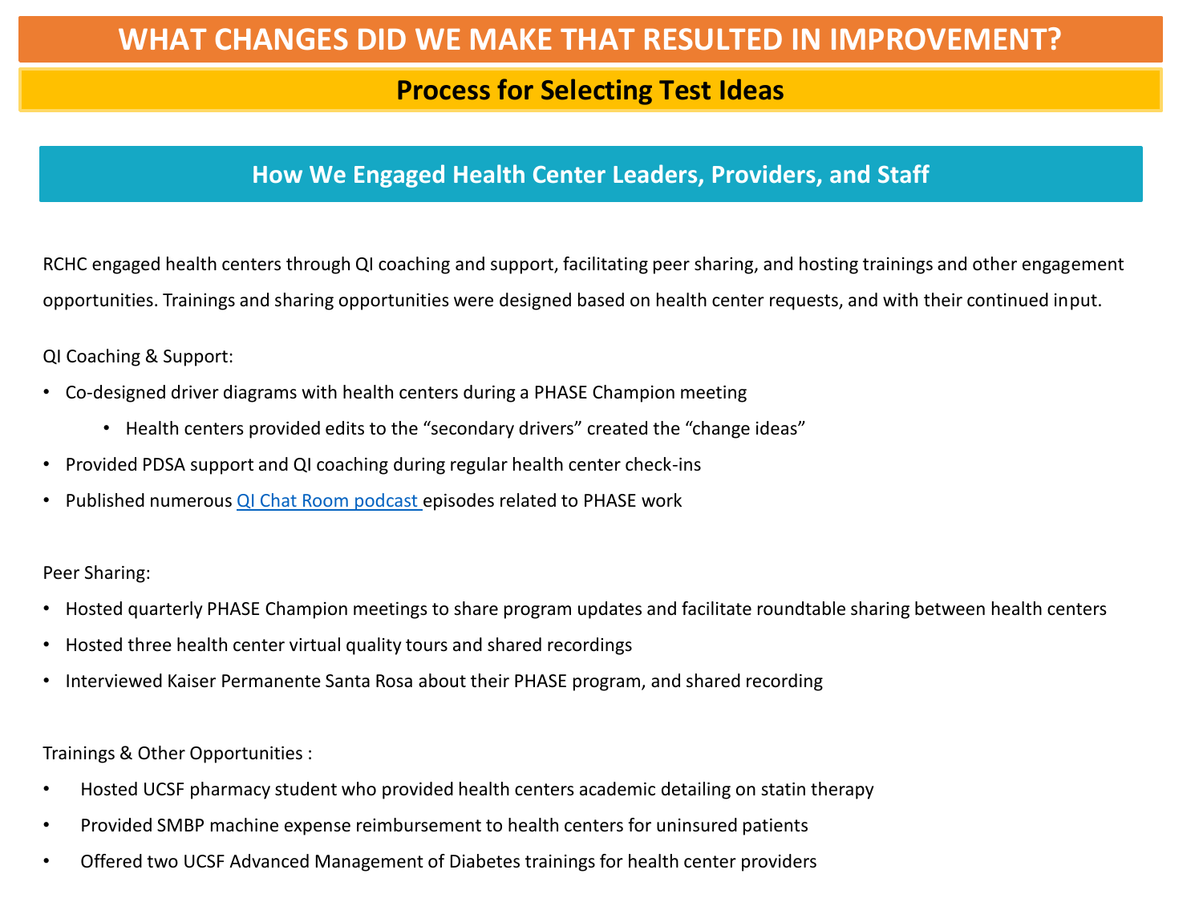# WHAT CHANGES DID WE MAKE THAT RESULTED IN IMPROVEMENT?

## Process for Selecting Test Ideas

### How We Engaged Health Center Leaders, Providers, and Staff

RCHC engaged health centers through QI coaching and support, facilitating peer sharing, and hosting trainings and other engagement opportunities. Trainings and sharing opportunities were designed based on health center requests, and with their continued input.

QI Coaching & Support:

- Co-designed driver diagrams with health centers during a PHASE Champion meeting
    - Health centers provided edits to the "secondary drivers" created the "change ideas"
- Provided PDSA support and QI coaching during regular health center check-ins
- Published numerous QI Chat Room podcast episodes related to PHASE work

Peer Sharing:

- Hosted quarterly PHASE Champion meetings to share program updates and facilitate roundtable sharing between health centers
- Hosted three health center virtual quality tours and shared recordings
- Interviewed Kaiser Permanente Santa Rosa about their PHASE program, and shared recording

Trainings & Other Opportunities :

- Hosted UCSF pharmacy student who provided health centers academic detailing on statin therapy
- Provided SMBP machine expense reimbursement to health centers for uninsured patients
- Offered two UCSF Advanced Management of Diabetes trainings for health center providers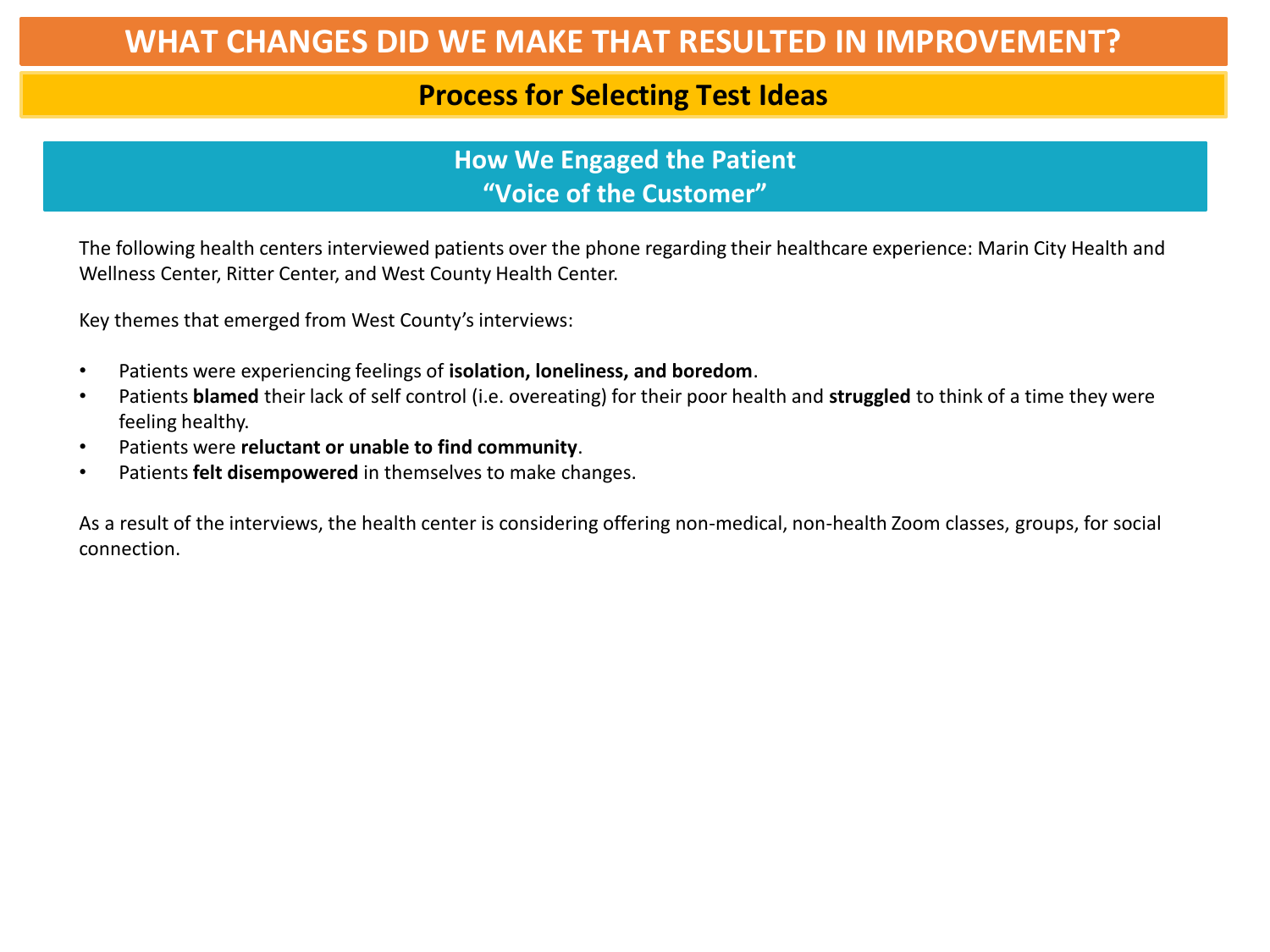# WHAT CHANGES DID WE MAKE THAT RESULTED IN IMPROVEMENT?

## Process for Selecting Test Ideas

### How We Engaged the Patient "Voice of the Customer"

The following health centers interviewed patients over the phone regarding their healthcare experience: Marin City Health and Wellness Center, Ritter Center, and West County Health Center.

Key themes that emerged from West County's interviews:

- Patients were experiencing feelings of **isolation, loneliness, and boredom**.
- Patients **blamed** their lack of self control (i.e. overeating) for their poor health and **struggled** to think of a time they were feeling healthy.
- Patients were **reluctant or unable to find community**.
- Patients **felt disempowered** in themselves to make changes.

As a result of the interviews, the health center is considering offering non-medical, non-health Zoom classes, groups, for social connection.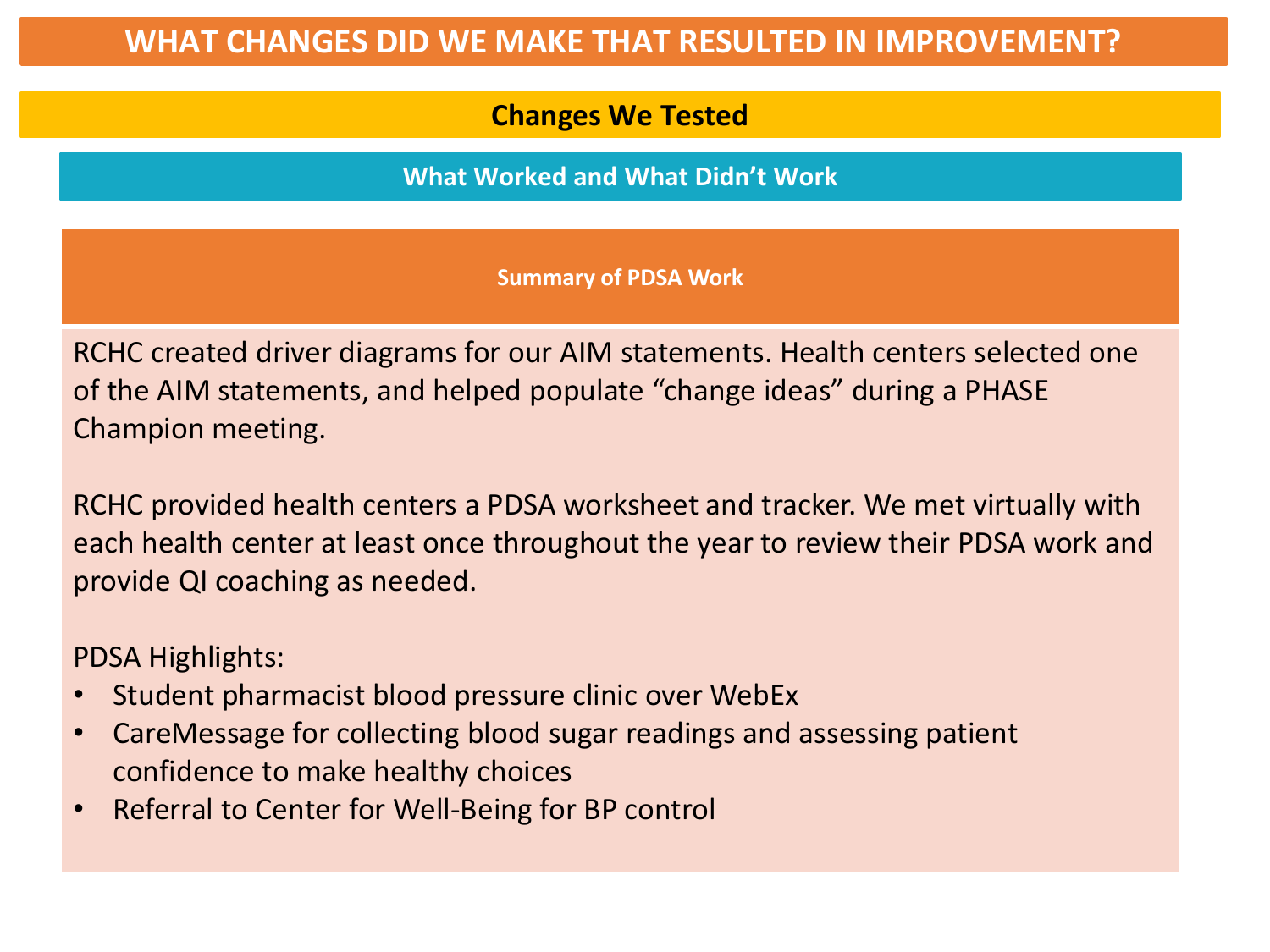# WHAT CHANGES DID WE MAKE THAT RESULTED IN IMPROVEMENT?

## Changes We Tested

### What Worked and What Didn't Work

**Summary of PDSA Work**

RCHC created driver diagrams for our AIM statements. Health centers selected one of the AIM statements, and helped populate "change ideas" during a PHASE Champion meeting.

RCHC provided health centers a PDSA worksheet and tracker. We met virtually with each health center at least once throughout the year to review their PDSA work and provide QI coaching as needed.

PDSA Highlights:

- Student pharmacist blood pressure clinic over WebEx
- CareMessage for collecting blood sugar readings and assessing patient confidence to make healthy choices
- Referral to Center for Well-Being for BP control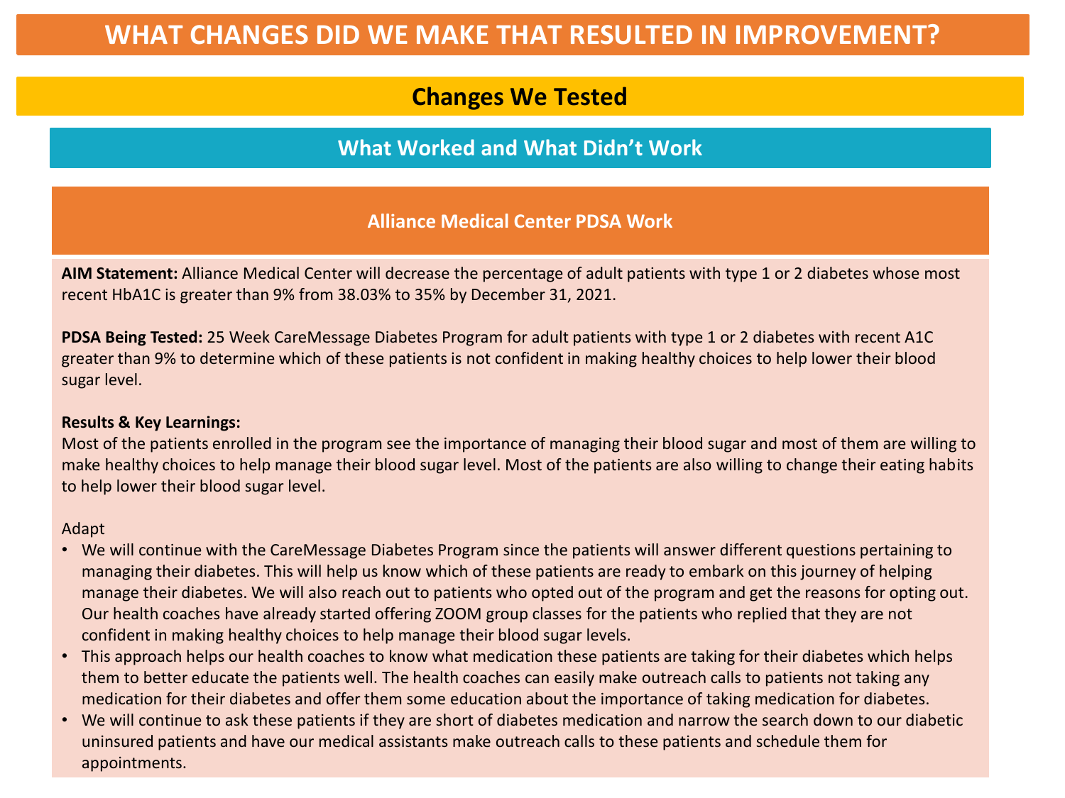# WHAT CHANGES DID WE MAKE THAT RESULTED IN IMPROVEMENT?

## Changes We Tested

### What Worked and What Didn't Work

#### Alliance Medical Center PDSA Work

**AIM Statement:** Alliance Medical Center will decrease the percentage of adult patients with type 1 or 2 diabetes whose most recent HbA1C is greater than 9% from 38.03% to 35% by December 31, 2021.

**PDSA Being Tested:** 25 Week CareMessage Diabetes Program for adult patients with type 1 or 2 diabetes with recent A1C greater than 9% to determine which of these patients is not confident in making healthy choices to help lower their blood sugar level.

**Results & Key Learnings:**

Most of the patients enrolled in the program see the importance of managing their blood sugar and most of them are willing to make healthy choices to help manage their blood sugar level. Most of the patients are also willing to change their eating habits to help lower their blood sugar level.

Adapt

- We will continue with the CareMessage Diabetes Program since the patients will answer different questions pertaining to managing their diabetes. This will help us know which of these patients are ready to embark on this journey of helping manage their diabetes. We will also reach out to patients who opted out of the program and get the reasons for opting out. Our health coaches have already started offering ZOOM group classes for the patients who replied that they are not confident in making healthy choices to help manage their blood sugar levels.
- This approach helps our health coaches to know what medication these patients are taking for their diabetes which helps them to better educate the patients well. The health coaches can easily make outreach calls to patients not taking any medication for their diabetes and offer them some education about the importance of taking medication for diabetes.
- We will continue to ask these patients if they are short of diabetes medication and narrow the search down to our diabetic uninsured patients and have our medical assistants make outreach calls to these patients and schedule them for appointments.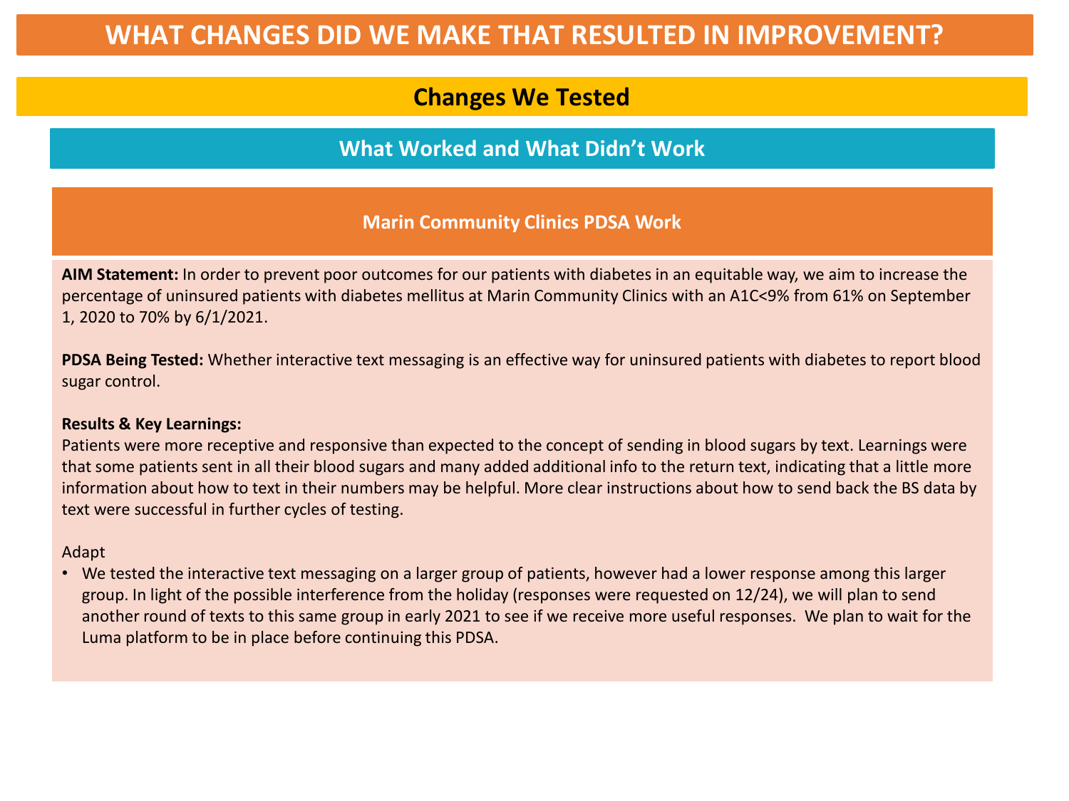# WHAT CHANGES DID WE MAKE THAT RESULTED IN IMPROVEMENT?

## Changes We Tested

### What Worked and What Didn't Work

#### Marin Community Clinics PDSA Work

**AIM Statement:** In order to prevent poor outcomes for our patients with diabetes in an equitable way, we aim to increase the percentage of uninsured patients with diabetes mellitus at Marin Community Clinics with an A1C<9% from 61% on September 1, 2020 to 70% by 6/1/2021.

**PDSA Being Tested:** Whether interactive text messaging is an effective way for uninsured patients with diabetes to report blood sugar control.

**Results & Key Learnings:**
Patients were more receptive and responsive than expected to the concept of sending in blood sugars by text. Learnings were that some patients sent in all their blood sugars and many added additional info to the return text, indicating that a little more information about how to text in their numbers may be helpful. More clear instructions about how to send back the BS data by text were successful in further cycles of testing.

Adapt

- We tested the interactive text messaging on a larger group of patients, however had a lower response among this larger group. In light of the possible interference from the holiday (responses were requested on 12/24), we will plan to send another round of texts to this same group in early 2021 to see if we receive more useful responses. We plan to wait for the Luma platform to be in place before continuing this PDSA.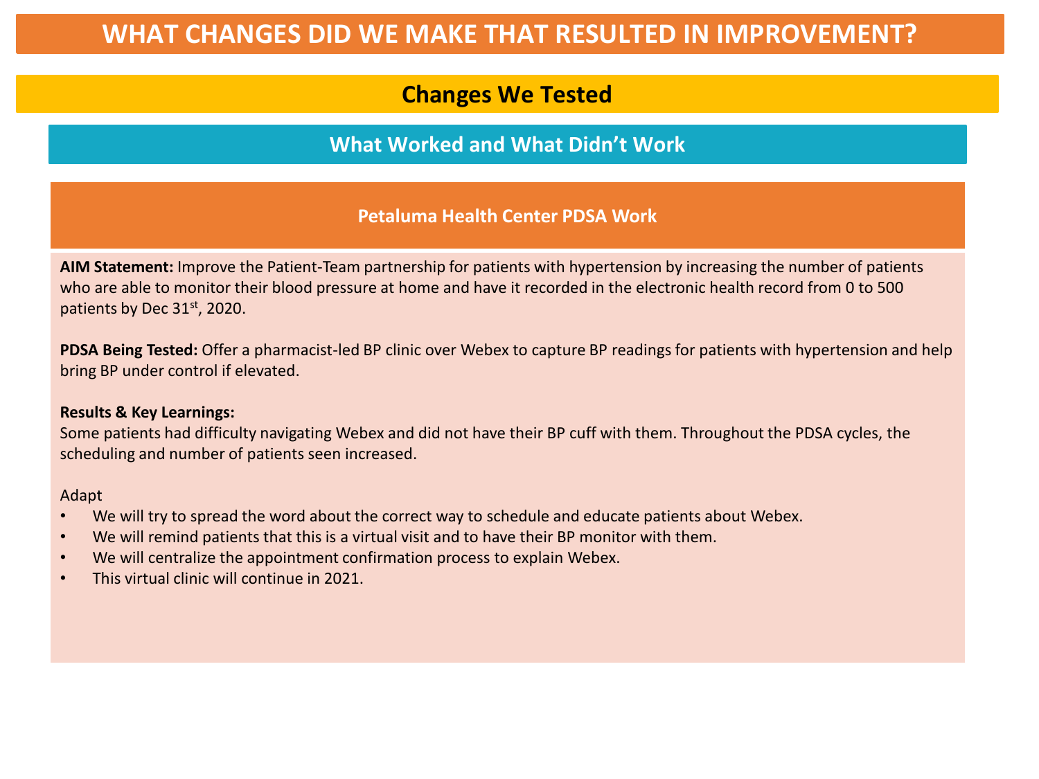# WHAT CHANGES DID WE MAKE THAT RESULTED IN IMPROVEMENT?

## Changes We Tested

### What Worked and What Didn't Work

#### Petaluma Health Center PDSA Work

**AIM Statement:** Improve the Patient-Team partnership for patients with hypertension by increasing the number of patients who are able to monitor their blood pressure at home and have it recorded in the electronic health record from 0 to 500 patients by Dec 31st, 2020.

**PDSA Being Tested:** Offer a pharmacist-led BP clinic over Webex to capture BP readings for patients with hypertension and help bring BP under control if elevated.

**Results & Key Learnings:**
Some patients had difficulty navigating Webex and did not have their BP cuff with them. Throughout the PDSA cycles, the scheduling and number of patients seen increased.

Adapt

- We will try to spread the word about the correct way to schedule and educate patients about Webex.
- We will remind patients that this is a virtual visit and to have their BP monitor with them.
- We will centralize the appointment confirmation process to explain Webex.
- This virtual clinic will continue in 2021.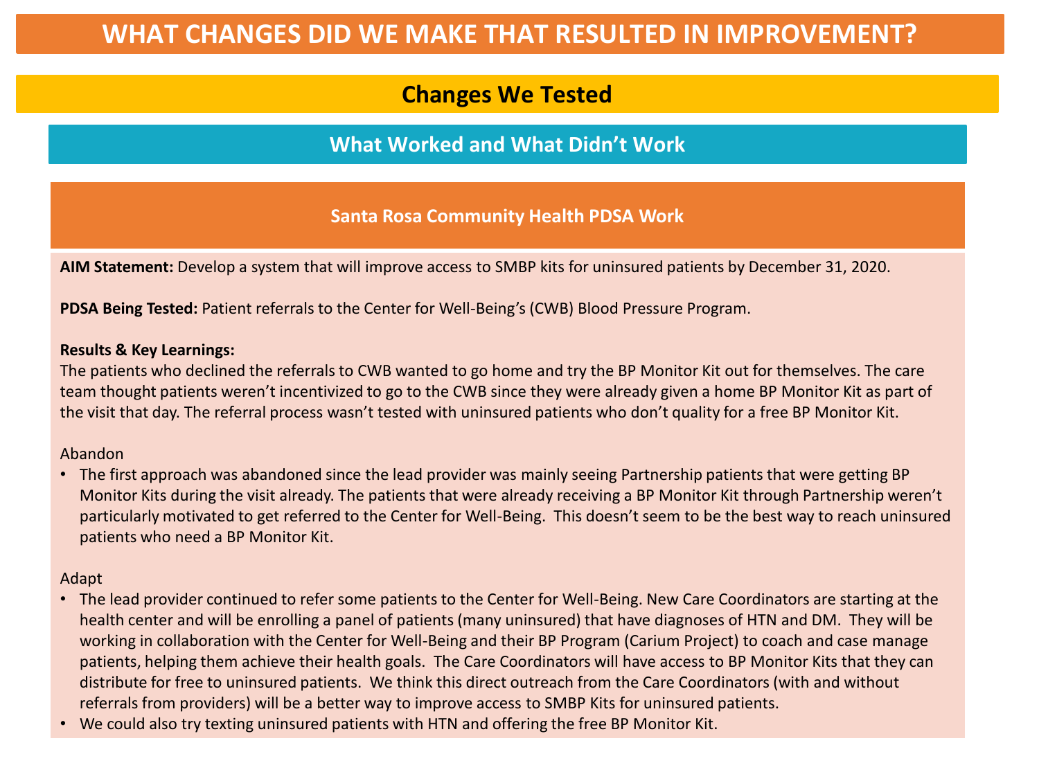# WHAT CHANGES DID WE MAKE THAT RESULTED IN IMPROVEMENT?

## Changes We Tested

### What Worked and What Didn't Work

#### Santa Rosa Community Health PDSA Work

**AIM Statement:** Develop a system that will improve access to SMBP kits for uninsured patients by December 31, 2020.

**PDSA Being Tested:** Patient referrals to the Center for Well-Being's (CWB) Blood Pressure Program.

**Results & Key Learnings:**
The patients who declined the referrals to CWB wanted to go home and try the BP Monitor Kit out for themselves. The care team thought patients weren't incentivized to go to the CWB since they were already given a home BP Monitor Kit as part of the visit that day. The referral process wasn't tested with uninsured patients who don't quality for a free BP Monitor Kit.

Abandon

- The first approach was abandoned since the lead provider was mainly seeing Partnership patients that were getting BP Monitor Kits during the visit already. The patients that were already receiving a BP Monitor Kit through Partnership weren't particularly motivated to get referred to the Center for Well-Being. This doesn't seem to be the best way to reach uninsured patients who need a BP Monitor Kit.

Adapt

- The lead provider continued to refer some patients to the Center for Well-Being. New Care Coordinators are starting at the health center and will be enrolling a panel of patients (many uninsured) that have diagnoses of HTN and DM. They will be working in collaboration with the Center for Well-Being and their BP Program (Carium Project) to coach and case manage patients, helping them achieve their health goals. The Care Coordinators will have access to BP Monitor Kits that they can distribute for free to uninsured patients. We think this direct outreach from the Care Coordinators (with and without referrals from providers) will be a better way to improve access to SMBP Kits for uninsured patients.
- We could also try texting uninsured patients with HTN and offering the free BP Monitor Kit.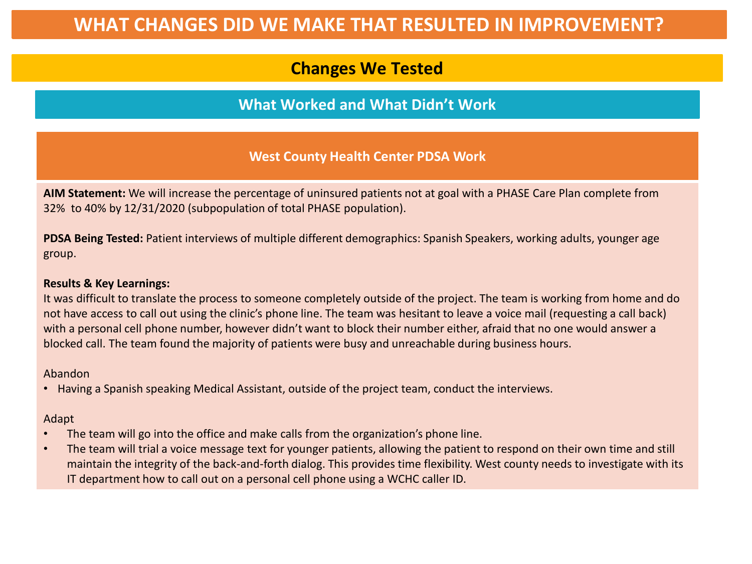# WHAT CHANGES DID WE MAKE THAT RESULTED IN IMPROVEMENT?

## Changes We Tested

### What Worked and What Didn't Work

#### West County Health Center PDSA Work

**AIM Statement:** We will increase the percentage of uninsured patients not at goal with a PHASE Care Plan complete from 32% to 40% by 12/31/2020 (subpopulation of total PHASE population).

**PDSA Being Tested:** Patient interviews of multiple different demographics: Spanish Speakers, working adults, younger age group.

**Results & Key Learnings:**

It was difficult to translate the process to someone completely outside of the project. The team is working from home and do not have access to call out using the clinic's phone line. The team was hesitant to leave a voice mail (requesting a call back) with a personal cell phone number, however didn't want to block their number either, afraid that no one would answer a blocked call. The team found the majority of patients were busy and unreachable during business hours.

Abandon

- Having a Spanish speaking Medical Assistant, outside of the project team, conduct the interviews.

Adapt

- The team will go into the office and make calls from the organization's phone line.
- The team will trial a voice message text for younger patients, allowing the patient to respond on their own time and still maintain the integrity of the back-and-forth dialog. This provides time flexibility. West county needs to investigate with its IT department how to call out on a personal cell phone using a WCHC caller ID.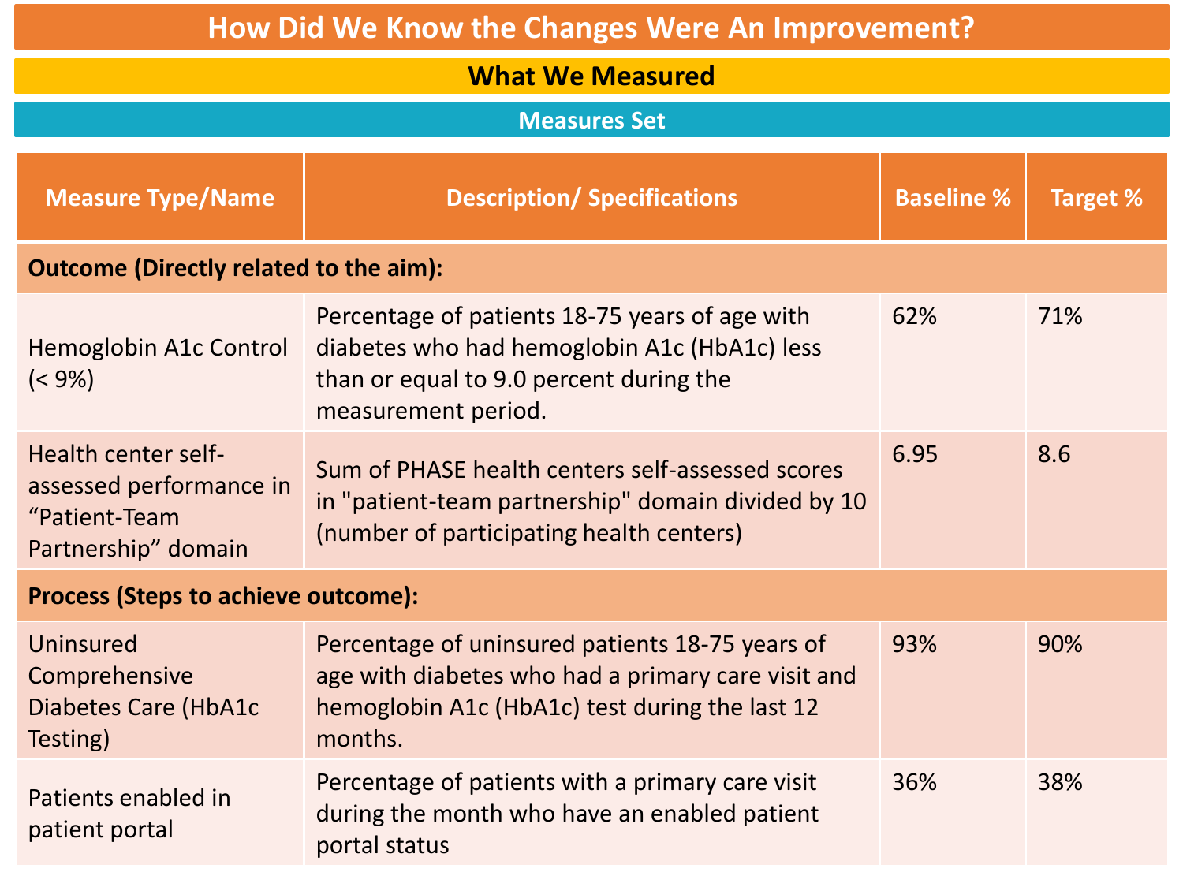# How Did We Know the Changes Were An Improvement?

## What We Measured

### Measures Set

| Measure Type/Name | Description/ Specifications | Baseline % | Target % |
|---|---|---|---|
| **Outcome (Directly related to the aim):** | | | |
| Hemoglobin A1c Control (< 9%) | Percentage of patients 18-75 years of age with diabetes who had hemoglobin A1c (HbA1c) less than or equal to 9.0 percent during the measurement period. | 62% | 71% |
| Health center self-assessed performance in "Patient-Team Partnership" domain | Sum of PHASE health centers self-assessed scores in "patient-team partnership" domain divided by 10 (number of participating health centers) | 6.95 | 8.6 |
| **Process (Steps to achieve outcome):** | | | |
| Uninsured Comprehensive Diabetes Care (HbA1c Testing) | Percentage of uninsured patients 18-75 years of age with diabetes who had a primary care visit and hemoglobin A1c (HbA1c) test during the last 12 months. | 93% | 90% |
| Patients enabled in patient portal | Percentage of patients with a primary care visit during the month who have an enabled patient portal status | 36% | 38% |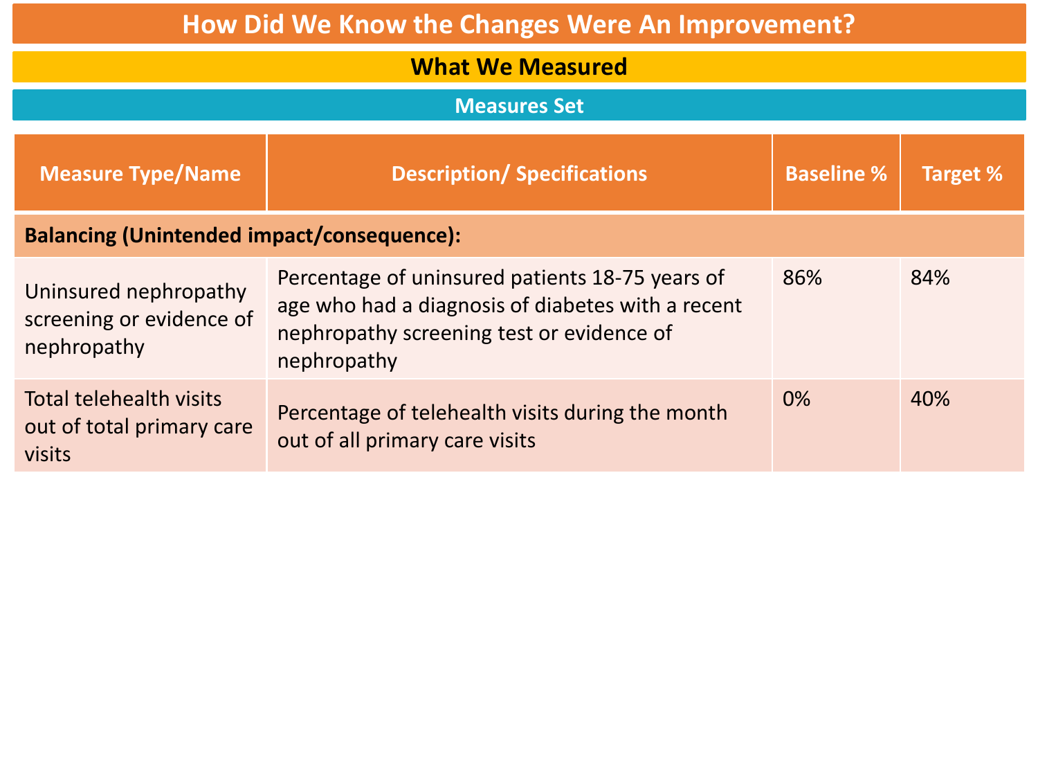# How Did We Know the Changes Were An Improvement?

## What We Measured

### Measures Set

| Measure Type/Name | Description/ Specifications | Baseline % | Target % |
|---|---|---|---|
| **Balancing (Unintended impact/consequence):** | | | |
| Uninsured nephropathy screening or evidence of nephropathy | Percentage of uninsured patients 18-75 years of age who had a diagnosis of diabetes with a recent nephropathy screening test or evidence of nephropathy | 86% | 84% |
| Total telehealth visits out of total primary care visits | Percentage of telehealth visits during the month out of all primary care visits | 0% | 40% |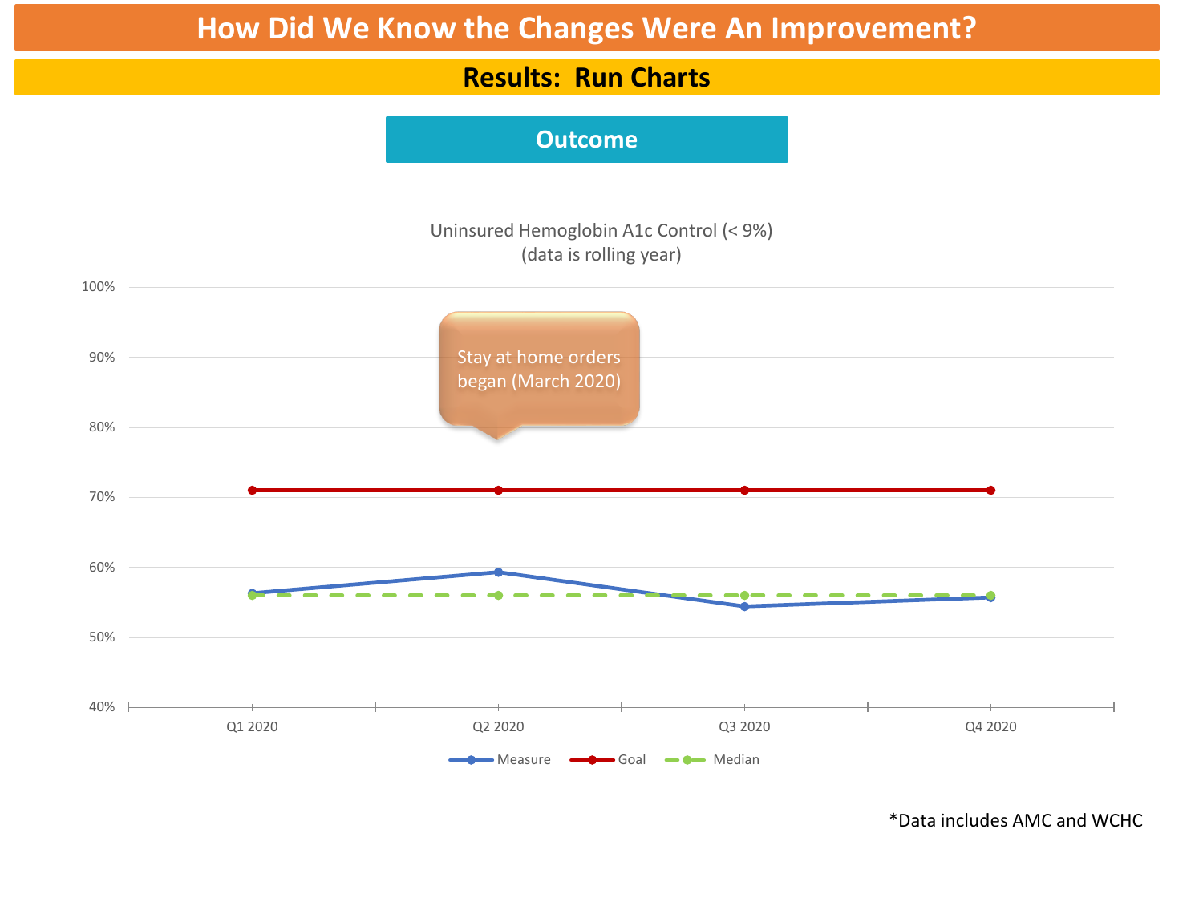# How Did We Know the Changes Were An Improvement?

## Results: Run Charts

### Outcome

Uninsured Hemoglobin A1c Control (< 9%)
(data is rolling year)

Stay at home orders began (March 2020)

| | Q1 2020 | Q2 2020 | Q3 2020 | Q4 2020 |
|---|---|---|---|---|
| Measure | ~56% | ~59% | ~54% | ~56% |
| Goal | 71% | 71% | 71% | 71% |
| Median | 56% | 56% | 56% | 56% |

*Data includes AMC and WCHC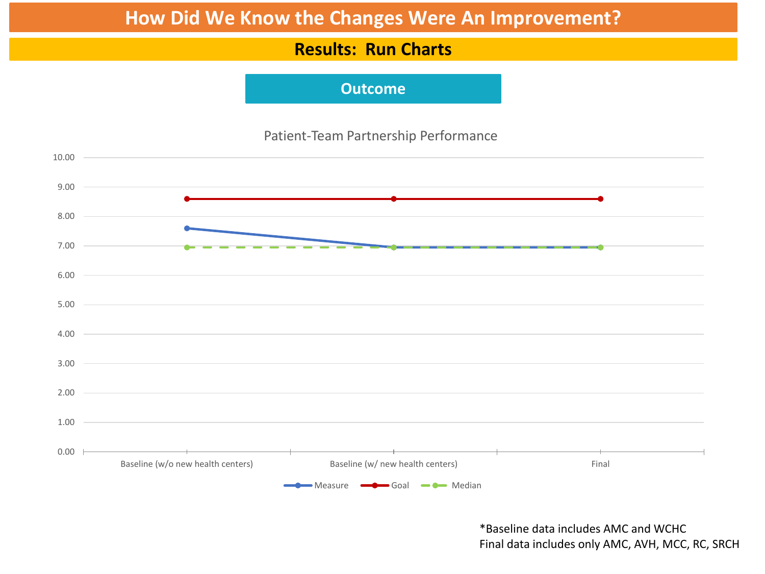# How Did We Know the Changes Were An Improvement?

## Results: Run Charts

### Outcome

Patient-Team Partnership Performance

| | Baseline (w/o new health centers) | Baseline (w/ new health centers) | Final |
|---|---|---|---|
| Measure | 7.60 | 6.95 | 6.95 |
| Goal | 8.60 | 8.60 | 8.60 |
| Median | 6.95 | 6.95 | 6.95 |

*Baseline data includes AMC and WCHC
Final data includes only AMC, AVH, MCC, RC, SRCH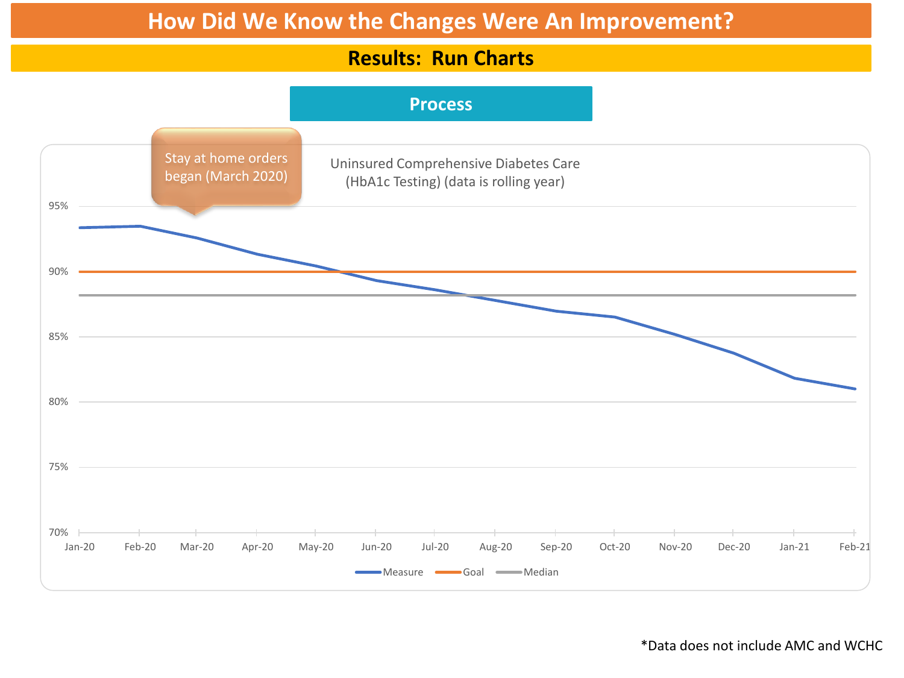# How Did We Know the Changes Were An Improvement?

## Results: Run Charts

### Process

Stay at home orders began (March 2020)

Uninsured Comprehensive Diabetes Care (HbA1c Testing) (data is rolling year)

95%
90%
85%
80%
75%
70%

Jan-20 Feb-20 Mar-20 Apr-20 May-20 Jun-20 Jul-20 Aug-20 Sep-20 Oct-20 Nov-20 Dec-20 Jan-21 Feb-21

Measure Goal Median

*Data does not include AMC and WCHC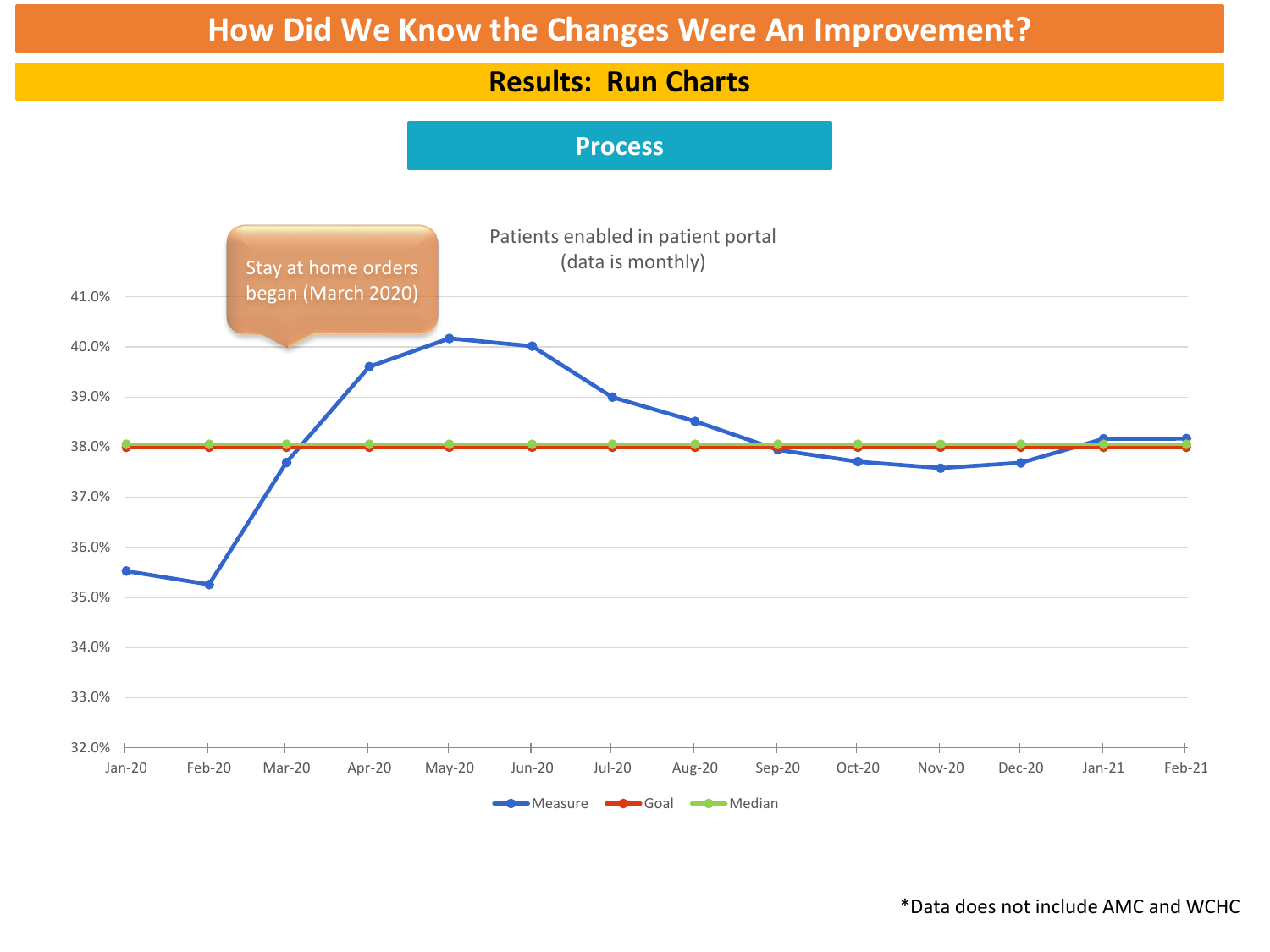# How Did We Know the Changes Were An Improvement?

## Results: Run Charts

### Process

Patients enabled in patient portal
(data is monthly)

Stay at home orders began (March 2020)

| Month | Measure | Goal | Median |
|---|---|---|---|
| Jan-20 | 35.5% | 38.0% | 38.0% |
| Feb-20 | 35.3% | 38.0% | 38.0% |
| Mar-20 | 37.7% | 38.0% | 38.0% |
| Apr-20 | 39.6% | 38.0% | 38.0% |
| May-20 | 40.2% | 38.0% | 38.0% |
| Jun-20 | 40.0% | 38.0% | 38.0% |
| Jul-20 | 39.0% | 38.0% | 38.0% |
| Aug-20 | 38.5% | 38.0% | 38.0% |
| Sep-20 | 37.9% | 38.0% | 38.0% |
| Oct-20 | 37.7% | 38.0% | 38.0% |
| Nov-20 | 37.6% | 38.0% | 38.0% |
| Dec-20 | 37.7% | 38.0% | 38.0% |
| Jan-21 | 38.2% | 38.0% | 38.0% |
| Feb-21 | 38.2% | 38.0% | 38.0% |

*Data does not include AMC and WCHC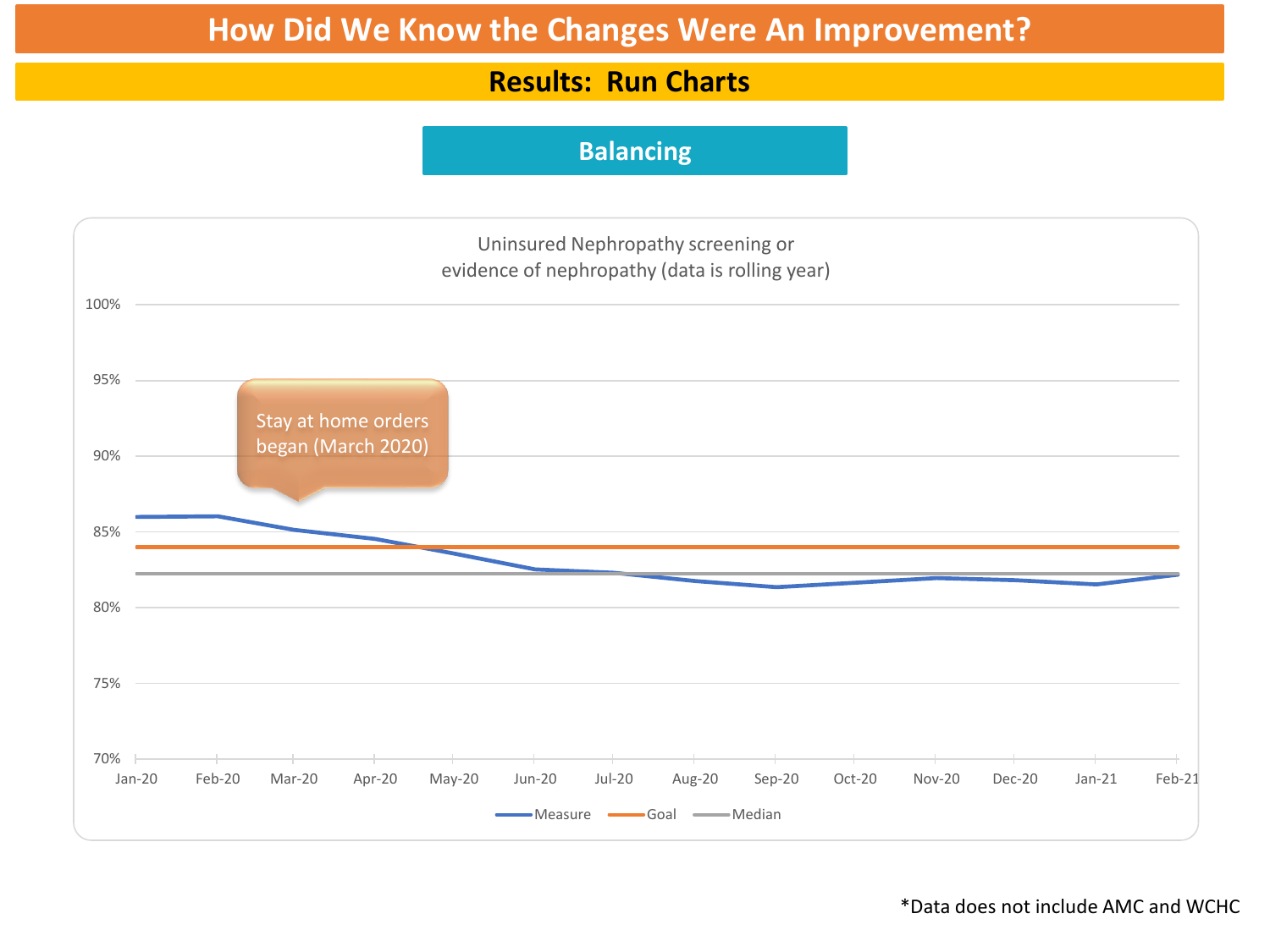# How Did We Know the Changes Were An Improvement?

## Results: Run Charts

### Balancing

Uninsured Nephropathy screening or evidence of nephropathy (data is rolling year)

Stay at home orders began (March 2020)

Measure — Goal — Median

*Data does not include AMC and WCHC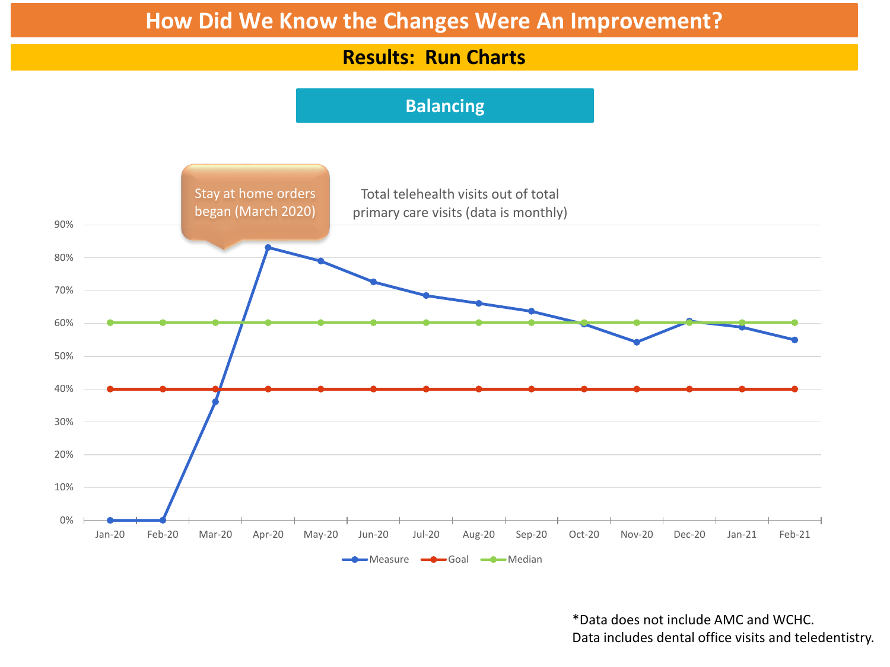# How Did We Know the Changes Were An Improvement?

## Results: Run Charts

### Balancing

Stay at home orders began (March 2020)

Total telehealth visits out of total primary care visits (data is monthly)

90%
80%
70%
60%
50%
40%
30%
20%
10%
0%

Jan-20 Feb-20 Mar-20 Apr-20 May-20 Jun-20 Jul-20 Aug-20 Sep-20 Oct-20 Nov-20 Dec-20 Jan-21 Feb-21

Measure Goal Median

*Data does not include AMC and WCHC.
Data includes dental office visits and teledentistry.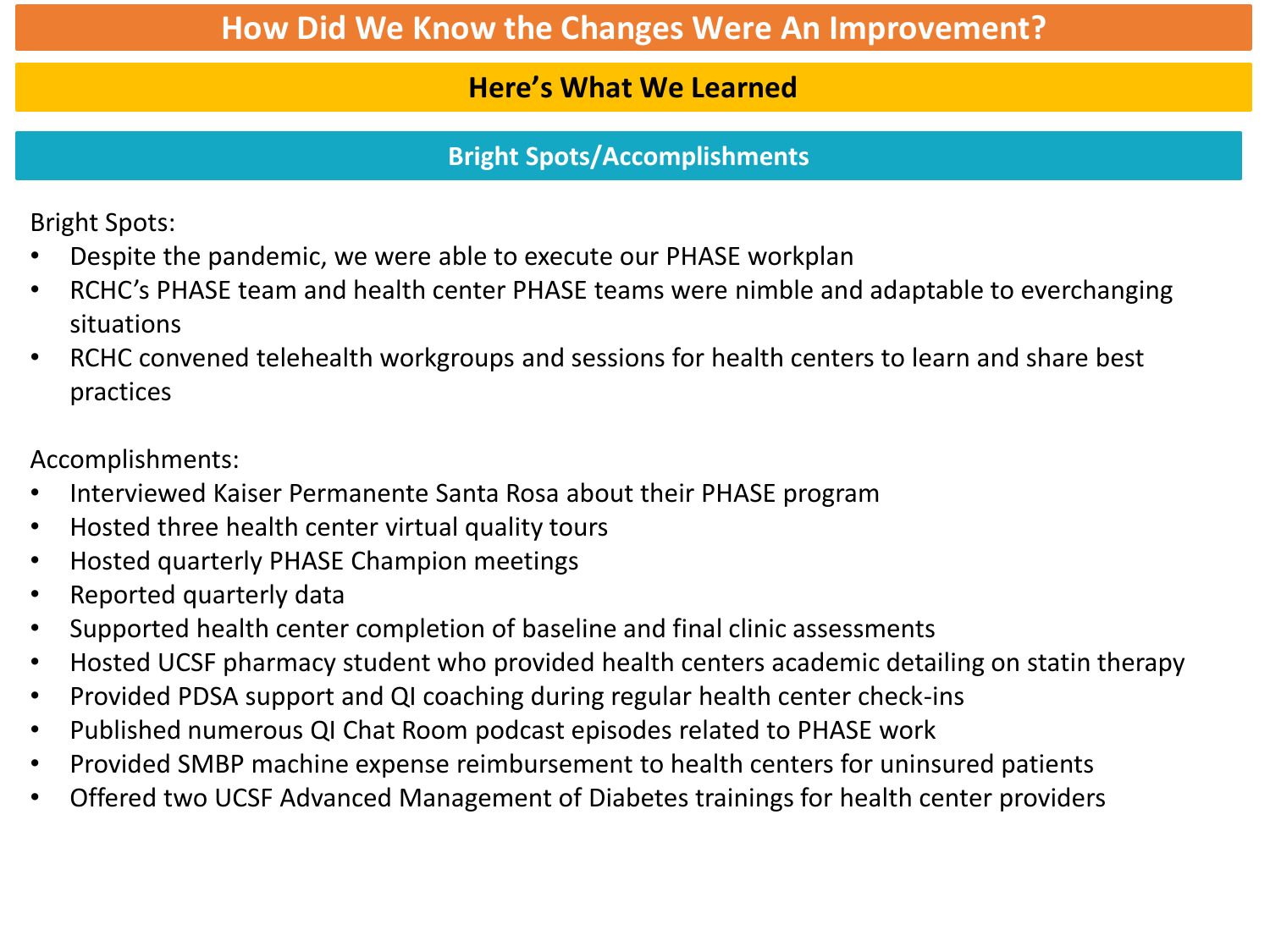# How Did We Know the Changes Were An Improvement?

## Here's What We Learned

### Bright Spots/Accomplishments

Bright Spots:

- Despite the pandemic, we were able to execute our PHASE workplan
- RCHC's PHASE team and health center PHASE teams were nimble and adaptable to everchanging situations
- RCHC convened telehealth workgroups and sessions for health centers to learn and share best practices

Accomplishments:

- Interviewed Kaiser Permanente Santa Rosa about their PHASE program
- Hosted three health center virtual quality tours
- Hosted quarterly PHASE Champion meetings
- Reported quarterly data
- Supported health center completion of baseline and final clinic assessments
- Hosted UCSF pharmacy student who provided health centers academic detailing on statin therapy
- Provided PDSA support and QI coaching during regular health center check-ins
- Published numerous QI Chat Room podcast episodes related to PHASE work
- Provided SMBP machine expense reimbursement to health centers for uninsured patients
- Offered two UCSF Advanced Management of Diabetes trainings for health center providers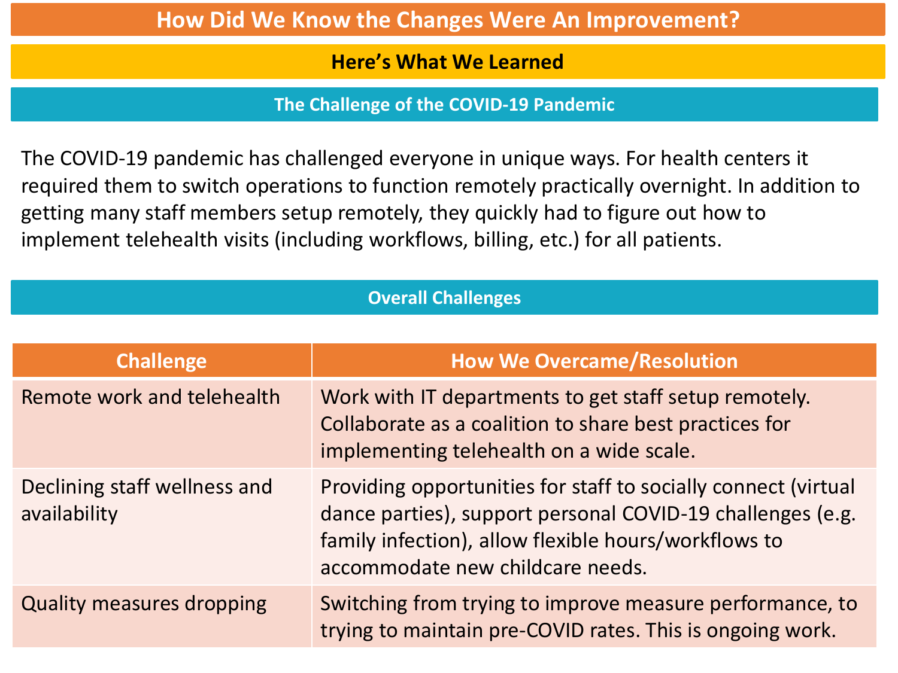# How Did We Know the Changes Were An Improvement?

## Here's What We Learned

### The Challenge of the COVID-19 Pandemic

The COVID-19 pandemic has challenged everyone in unique ways. For health centers it required them to switch operations to function remotely practically overnight. In addition to getting many staff members setup remotely, they quickly had to figure out how to implement telehealth visits (including workflows, billing, etc.) for all patients.

### Overall Challenges

| Challenge | How We Overcame/Resolution |
| --- | --- |
| Remote work and telehealth | Work with IT departments to get staff setup remotely. Collaborate as a coalition to share best practices for implementing telehealth on a wide scale. |
| Declining staff wellness and availability | Providing opportunities for staff to socially connect (virtual dance parties), support personal COVID-19 challenges (e.g. family infection), allow flexible hours/workflows to accommodate new childcare needs. |
| Quality measures dropping | Switching from trying to improve measure performance, to trying to maintain pre-COVID rates. This is ongoing work. |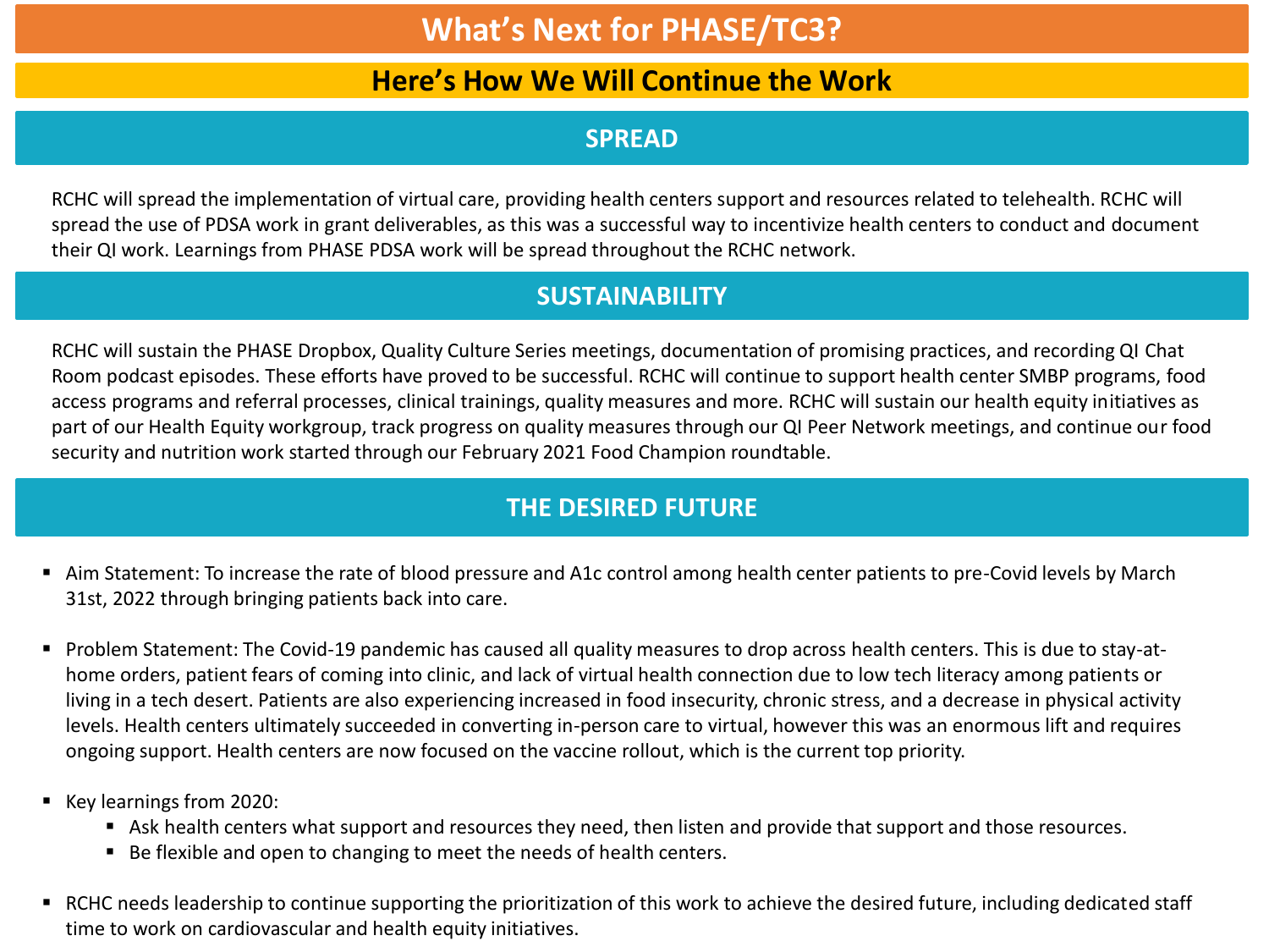# What's Next for PHASE/TC3?

## Here's How We Will Continue the Work

### SPREAD

RCHC will spread the implementation of virtual care, providing health centers support and resources related to telehealth. RCHC will spread the use of PDSA work in grant deliverables, as this was a successful way to incentivize health centers to conduct and document their QI work. Learnings from PHASE PDSA work will be spread throughout the RCHC network.

### SUSTAINABILITY

RCHC will sustain the PHASE Dropbox, Quality Culture Series meetings, documentation of promising practices, and recording QI Chat Room podcast episodes. These efforts have proved to be successful. RCHC will continue to support health center SMBP programs, food access programs and referral processes, clinical trainings, quality measures and more. RCHC will sustain our health equity initiatives as part of our Health Equity workgroup, track progress on quality measures through our QI Peer Network meetings, and continue our food security and nutrition work started through our February 2021 Food Champion roundtable.

### THE DESIRED FUTURE

- Aim Statement: To increase the rate of blood pressure and A1c control among health center patients to pre-Covid levels by March 31st, 2022 through bringing patients back into care.
- Problem Statement: The Covid-19 pandemic has caused all quality measures to drop across health centers. This is due to stay-at-home orders, patient fears of coming into clinic, and lack of virtual health connection due to low tech literacy among patients or living in a tech desert. Patients are also experiencing increased in food insecurity, chronic stress, and a decrease in physical activity levels. Health centers ultimately succeeded in converting in-person care to virtual, however this was an enormous lift and requires ongoing support. Health centers are now focused on the vaccine rollout, which is the current top priority.
- Key learnings from 2020:
  - Ask health centers what support and resources they need, then listen and provide that support and those resources.
  - Be flexible and open to changing to meet the needs of health centers.
- RCHC needs leadership to continue supporting the prioritization of this work to achieve the desired future, including dedicated staff time to work on cardiovascular and health equity initiatives.